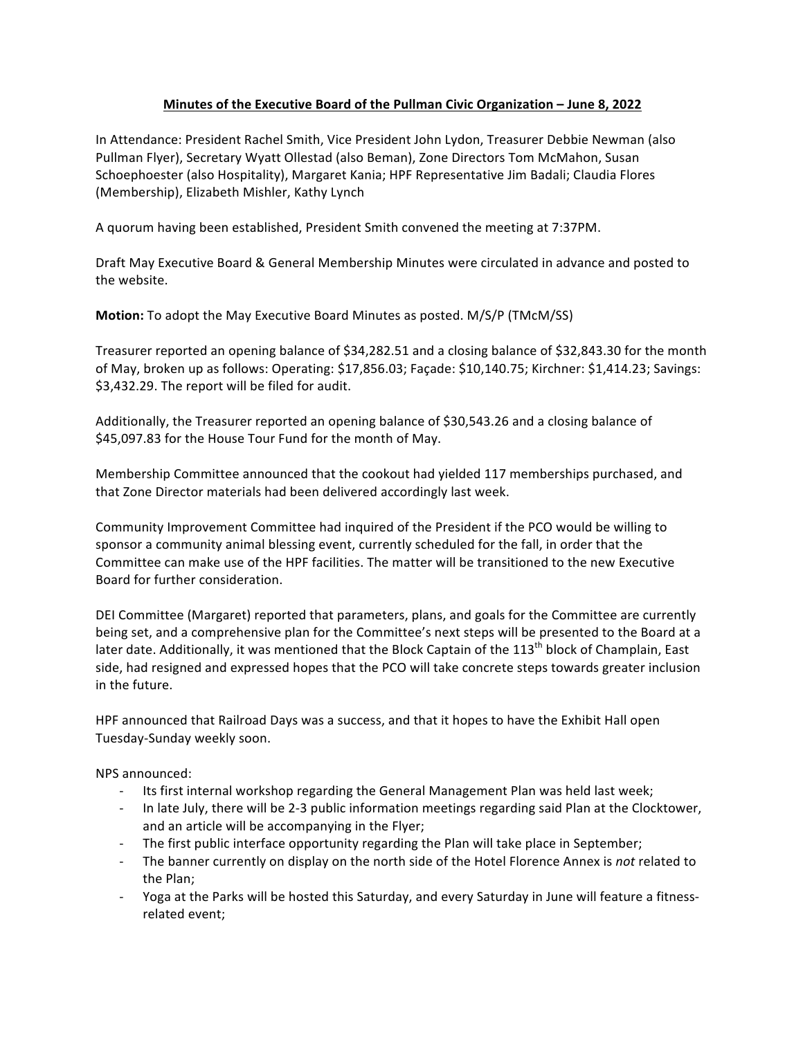**Minutes of the Executive Board of the Pullman Civic Organization – June 8, 2022**

In Attendance: President Rachel Smith, Vice President John Lydon, Treasurer Debbie Newman (also Pullman Flyer), Secretary Wyatt Ollestad (also Beman), Zone Directors Tom McMahon, Susan Schoephoester (also Hospitality), Margaret Kania; HPF Representative Jim Badali; Claudia Flores (Membership), Elizabeth Mishler, Kathy Lynch

A quorum having been established, President Smith convened the meeting at 7:37PM.

Draft May Executive Board & General Membership Minutes were circulated in advance and posted to the website.

**Motion:** To adopt the May Executive Board Minutes as posted. M/S/P (TMcM/SS)

Treasurer reported an opening balance of $34,282.51 and a closing balance of $32,843.30 for the month of May, broken up as follows: Operating: $17,856.03; Façade: $10,140.75; Kirchner: $1,414.23; Savings: $3,432.29. The report will be filed for audit.

Additionally, the Treasurer reported an opening balance of $30,543.26 and a closing balance of $45,097.83 for the House Tour Fund for the month of May.

Membership Committee announced that the cookout had yielded 117 memberships purchased, and that Zone Director materials had been delivered accordingly last week.

Community Improvement Committee had inquired of the President if the PCO would be willing to sponsor a community animal blessing event, currently scheduled for the fall, in order that the Committee can make use of the HPF facilities. The matter will be transitioned to the new Executive Board for further consideration.

DEI Committee (Margaret) reported that parameters, plans, and goals for the Committee are currently being set, and a comprehensive plan for the Committee's next steps will be presented to the Board at a later date. Additionally, it was mentioned that the Block Captain of the 113th block of Champlain, East side, had resigned and expressed hopes that the PCO will take concrete steps towards greater inclusion in the future.

HPF announced that Railroad Days was a success, and that it hopes to have the Exhibit Hall open Tuesday-Sunday weekly soon.

NPS announced:

- Its first internal workshop regarding the General Management Plan was held last week;
- In late July, there will be 2-3 public information meetings regarding said Plan at the Clocktower, and an article will be accompanying in the Flyer;
- The first public interface opportunity regarding the Plan will take place in September;
- The banner currently on display on the north side of the Hotel Florence Annex is *not* related to the Plan;
- Yoga at the Parks will be hosted this Saturday, and every Saturday in June will feature a fitness-related event;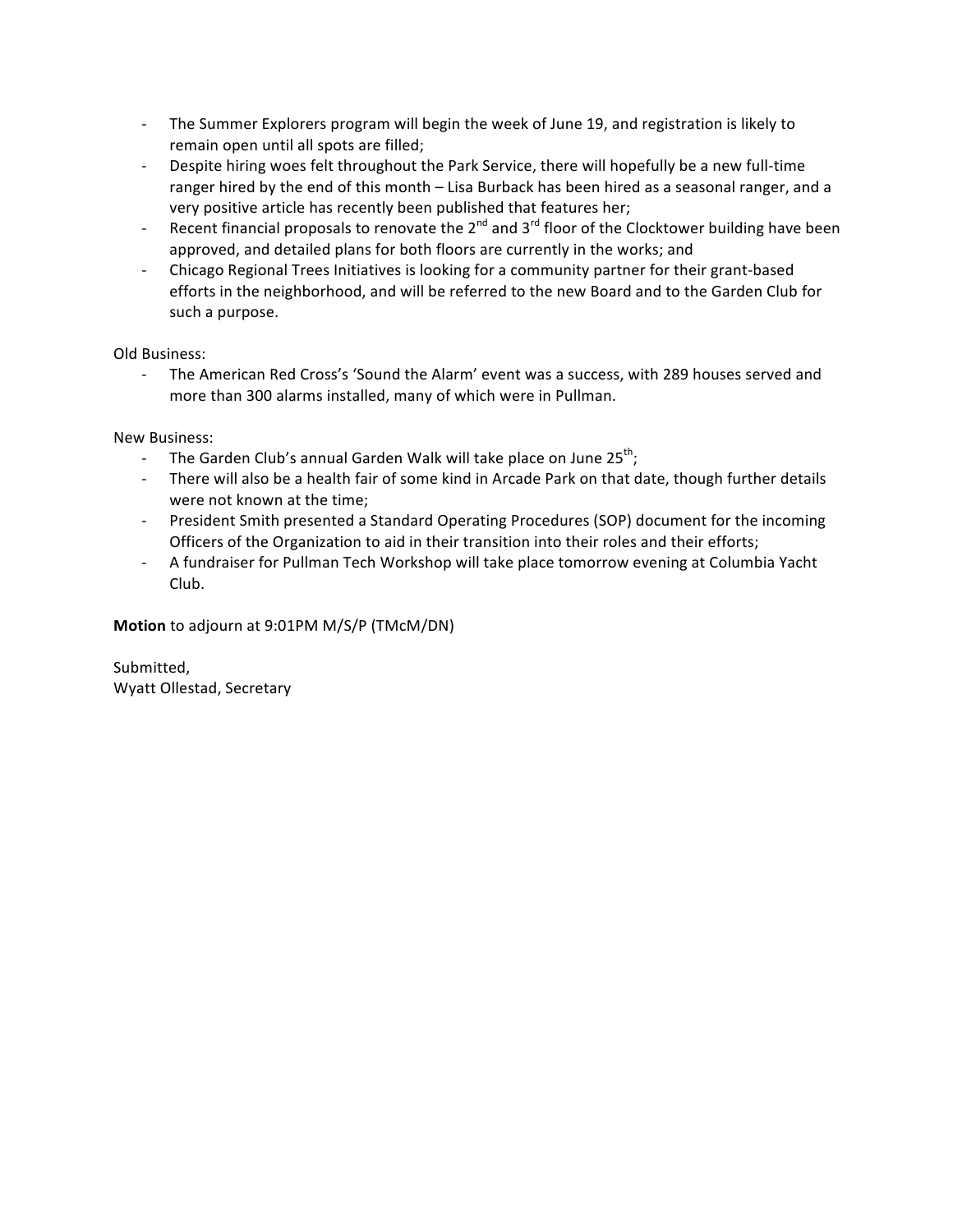- The Summer Explorers program will begin the week of June 19, and registration is likely to remain open until all spots are filled;
- Despite hiring woes felt throughout the Park Service, there will hopefully be a new full-time ranger hired by the end of this month – Lisa Burback has been hired as a seasonal ranger, and a very positive article has recently been published that features her;
- Recent financial proposals to renovate the 2nd and 3rd floor of the Clocktower building have been approved, and detailed plans for both floors are currently in the works; and
- Chicago Regional Trees Initiatives is looking for a community partner for their grant-based efforts in the neighborhood, and will be referred to the new Board and to the Garden Club for such a purpose.

Old Business:

- The American Red Cross's 'Sound the Alarm' event was a success, with 289 houses served and more than 300 alarms installed, many of which were in Pullman.

New Business:

- The Garden Club's annual Garden Walk will take place on June 25th;
- There will also be a health fair of some kind in Arcade Park on that date, though further details were not known at the time;
- President Smith presented a Standard Operating Procedures (SOP) document for the incoming Officers of the Organization to aid in their transition into their roles and their efforts;
- A fundraiser for Pullman Tech Workshop will take place tomorrow evening at Columbia Yacht Club.

**Motion** to adjourn at 9:01PM M/S/P (TMcM/DN)

Submitted,
Wyatt Ollestad, Secretary